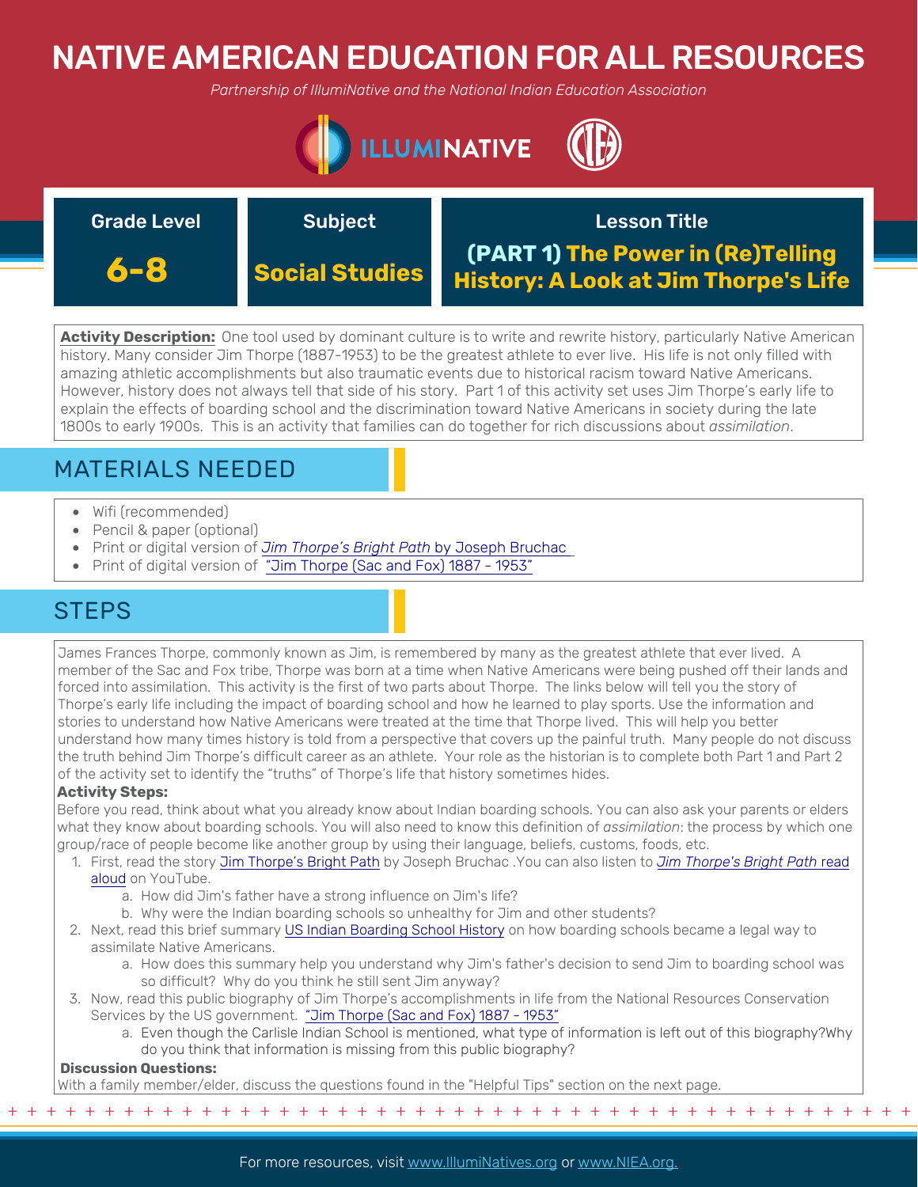# NATIVE AMERICAN EDUCATION FOR ALL RESOURCES

*Partnership of IllumiNative and the National Indian Education Association*

| Grade Level | Subject | Lesson Title |
|---|---|---|
| **6-8** | **Social Studies** | **(PART 1) The Power in (Re)Telling History: A Look at Jim Thorpe's Life** |

**Activity Description:** One tool used by dominant culture is to write and rewrite history, particularly Native American history. Many consider Jim Thorpe (1887-1953) to be the greatest athlete to ever live. His life is not only filled with amazing athletic accomplishments but also traumatic events due to historical racism toward Native Americans. However, history does not always tell that side of his story. Part 1 of this activity set uses Jim Thorpe's early life to explain the effects of boarding school and the discrimination toward Native Americans in society during the late 1800s to early 1900s. This is an activity that families can do together for rich discussions about *assimilation*.

## MATERIALS NEEDED

- Wifi (recommended)
- Pencil & paper (optional)
- Print or digital version of *Jim Thorpe's Bright Path* by Joseph Bruchac
- Print of digital version of "Jim Thorpe (Sac and Fox) 1887 - 1953"

## STEPS

James Frances Thorpe, commonly known as Jim, is remembered by many as the greatest athlete that ever lived. A member of the Sac and Fox tribe, Thorpe was born at a time when Native Americans were being pushed off their lands and forced into assimilation. This activity is the first of two parts about Thorpe. The links below will tell you the story of Thorpe's early life including the impact of boarding school and how he learned to play sports. Use the information and stories to understand how Native Americans were treated at the time that Thorpe lived. This will help you better understand how many times history is told from a perspective that covers up the painful truth. Many people do not discuss the truth behind Jim Thorpe's difficult career as an athlete. Your role as the historian is to complete both Part 1 and Part 2 of the activity set to identify the "truths" of Thorpe's life that history sometimes hides.

**Activity Steps:**

Before you read, think about what you already know about Indian boarding schools. You can also ask your parents or elders what they know about boarding schools. You will also need to know this definition of *assimilation*: the process by which one group/race of people become like another group by using their language, beliefs, customs, foods, etc.

1. First, read the story Jim Thorpe's Bright Path by Joseph Bruchac .You can also listen to *Jim Thorpe's Bright Path* read aloud on YouTube.
   a. How did Jim's father have a strong influence on Jim's life?
   b. Why were the Indian boarding schools so unhealthy for Jim and other students?
2. Next, read this brief summary US Indian Boarding School History on how boarding schools became a legal way to assimilate Native Americans.
   a. How does this summary help you understand why Jim's father's decision to send Jim to boarding school was so difficult? Why do you think he still sent Jim anyway?
3. Now, read this public biography of Jim Thorpe's accomplishments in life from the National Resources Conservation Services by the US government. "Jim Thorpe (Sac and Fox) 1887 - 1953"
   a. Even though the Carlisle Indian School is mentioned, what type of information is left out of this biography?Why do you think that information is missing from this public biography?

**Discussion Questions:**

With a family member/elder, discuss the questions found in the "Helpful Tips" section on the next page.

For more resources, visit www.IllumiNatives.org or www.NIEA.org.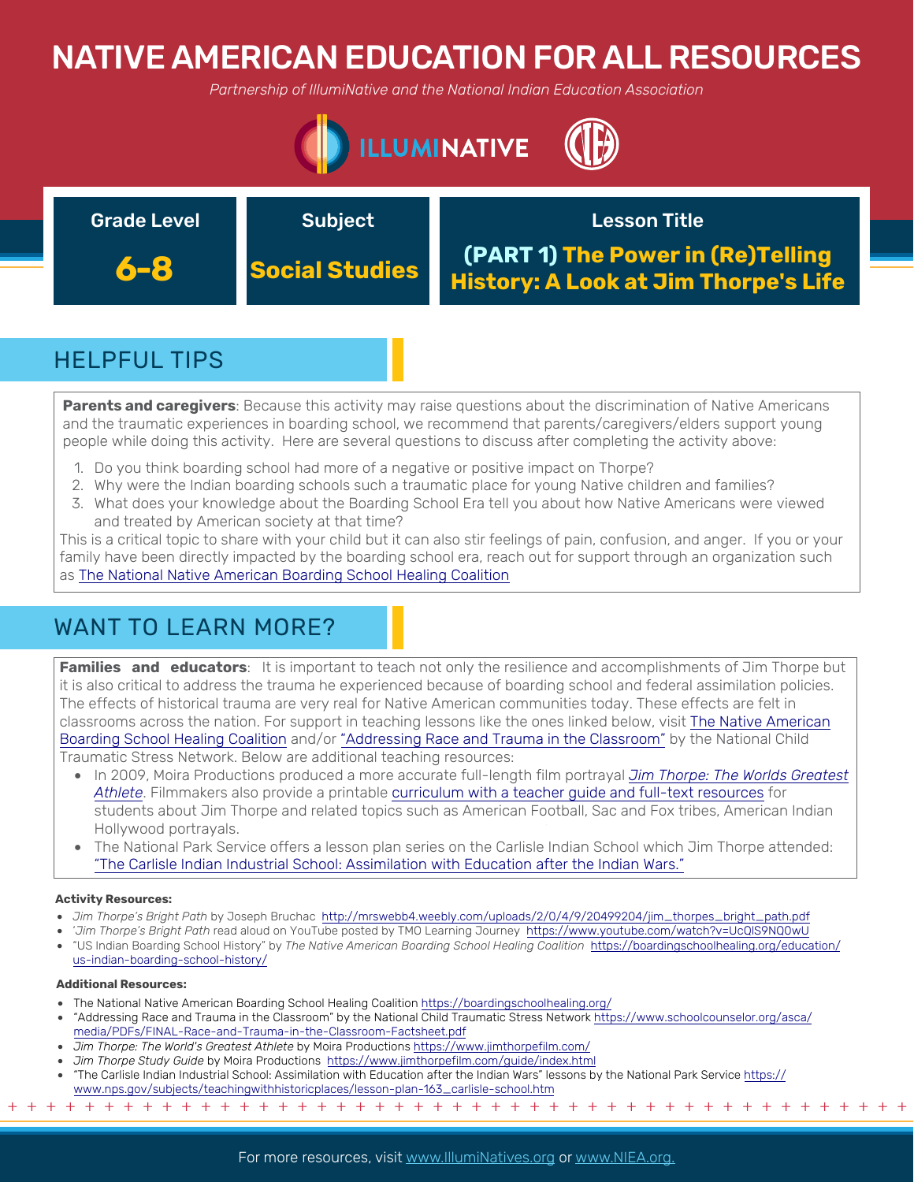# NATIVE AMERICAN EDUCATION FOR ALL RESOURCES

*Partnership of IllumiNative and the National Indian Education Association*

| Grade Level | Subject | Lesson Title |
| --- | --- | --- |
| 6-8 | Social Studies | (PART 1) The Power in (Re)Telling History: A Look at Jim Thorpe's Life |

## HELPFUL TIPS

**Parents and caregivers**: Because this activity may raise questions about the discrimination of Native Americans and the traumatic experiences in boarding school, we recommend that parents/caregivers/elders support young people while doing this activity. Here are several questions to discuss after completing the activity above:

1. Do you think boarding school had more of a negative or positive impact on Thorpe?
2. Why were the Indian boarding schools such a traumatic place for young Native children and families?
3. What does your knowledge about the Boarding School Era tell you about how Native Americans were viewed and treated by American society at that time?

This is a critical topic to share with your child but it can also stir feelings of pain, confusion, and anger. If you or your family have been directly impacted by the boarding school era, reach out for support through an organization such as The National Native American Boarding School Healing Coalition

## WANT TO LEARN MORE?

**Families and educators**: It is important to teach not only the resilience and accomplishments of Jim Thorpe but it is also critical to address the trauma he experienced because of boarding school and federal assimilation policies. The effects of historical trauma are very real for Native American communities today. These effects are felt in classrooms across the nation. For support in teaching lessons like the ones linked below, visit The Native American Boarding School Healing Coalition and/or "Addressing Race and Trauma in the Classroom" by the National Child Traumatic Stress Network. Below are additional teaching resources:

- In 2009, Moira Productions produced a more accurate full-length film portrayal *Jim Thorpe: The Worlds Greatest Athlete*. Filmmakers also provide a printable curriculum with a teacher guide and full-text resources for students about Jim Thorpe and related topics such as American Football, Sac and Fox tribes, American Indian Hollywood portrayals.
- The National Park Service offers a lesson plan series on the Carlisle Indian School which Jim Thorpe attended: "The Carlisle Indian Industrial School: Assimilation with Education after the Indian Wars."

**Activity Resources:**

- *Jim Thorpe's Bright Path* by Joseph Bruchac http://mrswebb4.weebly.com/uploads/2/0/4/9/20499204/jim_thorpes_bright_path.pdf
- '*Jim Thorpe's Bright Path* read aloud on YouTube posted by TMO Learning Journey https://www.youtube.com/watch?v=UcQlS9NQ0wU
- "US Indian Boarding School History" by *The Native American Boarding School Healing Coalition* https://boardingschoolhealing.org/education/us-indian-boarding-school-history/

**Additional Resources:**

- The National Native American Boarding School Healing Coalition https://boardingschoolhealing.org/
- "Addressing Race and Trauma in the Classroom" by the National Child Traumatic Stress Network https://www.schoolcounselor.org/asca/media/PDFs/FINAL-Race-and-Trauma-in-the-Classroom-Factsheet.pdf
- *Jim Thorpe: The World's Greatest Athlete* by Moira Productions https://www.jimthorpefilm.com/
- *Jim Thorpe Study Guide* by Moira Productions https://www.jimthorpefilm.com/guide/index.html
- "The Carlisle Indian Industrial School: Assimilation with Education after the Indian Wars" lessons by the National Park Service https://www.nps.gov/subjects/teachingwithhistoricplaces/lesson-plan-163_carlisle-school.htm

For more resources, visit www.IllumiNatives.org or www.NIEA.org.